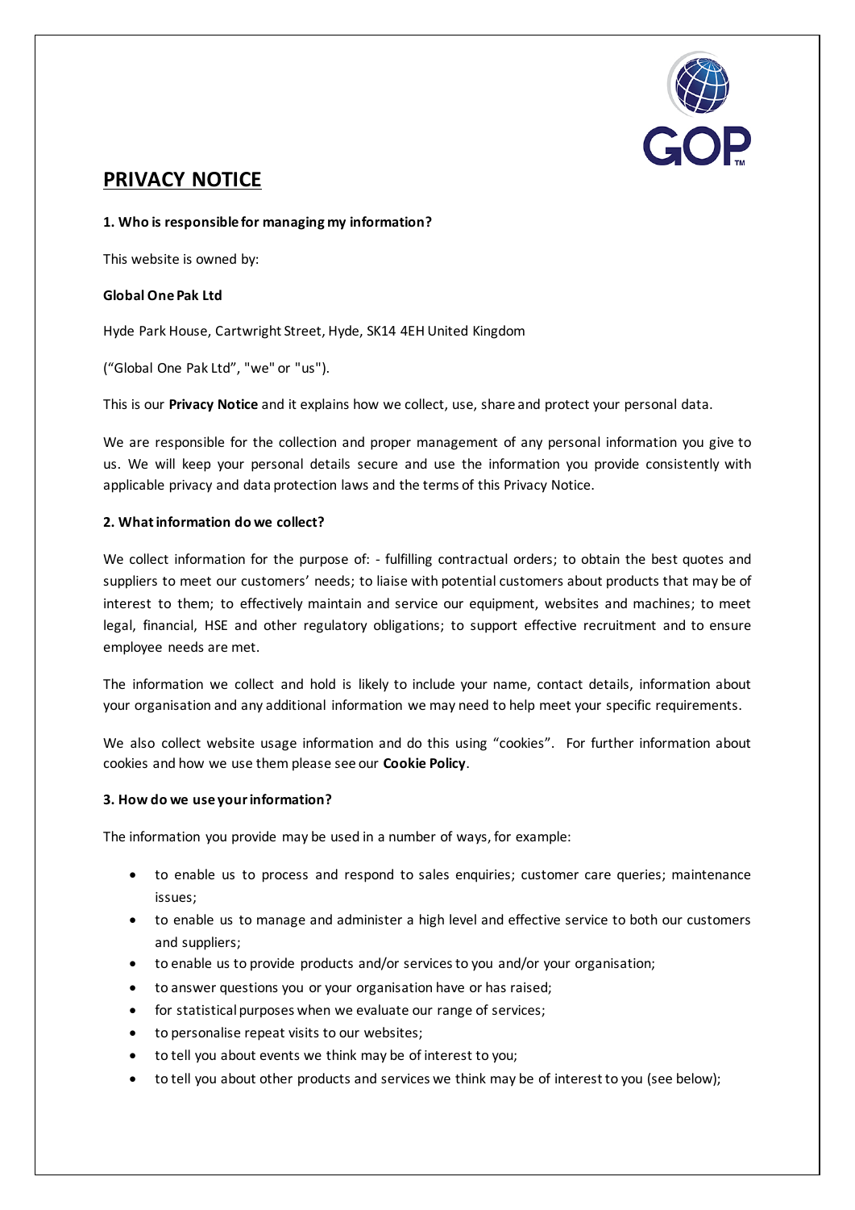# PRIVACY NOTICE

**1. Who is responsible for managing my information?**

This website is owned by:

**Global One Pak Ltd**

Hyde Park House, Cartwright Street, Hyde, SK14 4EH United Kingdom

("Global One Pak Ltd", "we" or "us").

This is our **Privacy Notice** and it explains how we collect, use, share and protect your personal data.

We are responsible for the collection and proper management of any personal information you give to us. We will keep your personal details secure and use the information you provide consistently with applicable privacy and data protection laws and the terms of this Privacy Notice.

**2. What information do we collect?**

We collect information for the purpose of: - fulfilling contractual orders; to obtain the best quotes and suppliers to meet our customers' needs; to liaise with potential customers about products that may be of interest to them; to effectively maintain and service our equipment, websites and machines; to meet legal, financial, HSE and other regulatory obligations; to support effective recruitment and to ensure employee needs are met.

The information we collect and hold is likely to include your name, contact details, information about your organisation and any additional information we may need to help meet your specific requirements.

We also collect website usage information and do this using "cookies". For further information about cookies and how we use them please see our **Cookie Policy**.

**3. How do we use your information?**

The information you provide may be used in a number of ways, for example:

- to enable us to process and respond to sales enquiries; customer care queries; maintenance issues;
- to enable us to manage and administer a high level and effective service to both our customers and suppliers;
- to enable us to provide products and/or services to you and/or your organisation;
- to answer questions you or your organisation have or has raised;
- for statistical purposes when we evaluate our range of services;
- to personalise repeat visits to our websites;
- to tell you about events we think may be of interest to you;
- to tell you about other products and services we think may be of interest to you (see below);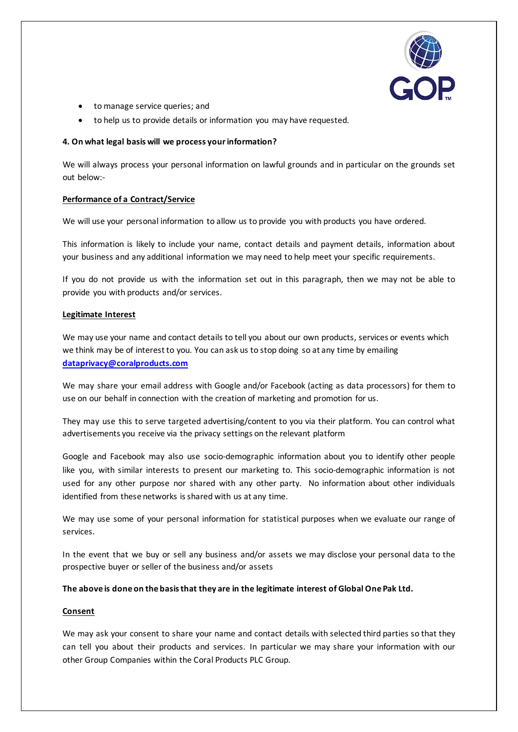- to manage service queries; and
- to help us to provide details or information you may have requested.

**4. On what legal basis will we process your information?**

We will always process your personal information on lawful grounds and in particular on the grounds set out below:-

**Performance of a Contract/Service**

We will use your personal information to allow us to provide you with products you have ordered.

This information is likely to include your name, contact details and payment details, information about your business and any additional information we may need to help meet your specific requirements.

If you do not provide us with the information set out in this paragraph, then we may not be able to provide you with products and/or services.

**Legitimate Interest**

We may use your name and contact details to tell you about our own products, services or events which we think may be of interest to you. You can ask us to stop doing so at any time by emailing **dataprivacy@coralproducts.com**

We may share your email address with Google and/or Facebook (acting as data processors) for them to use on our behalf in connection with the creation of marketing and promotion for us.

They may use this to serve targeted advertising/content to you via their platform. You can control what advertisements you receive via the privacy settings on the relevant platform

Google and Facebook may also use socio-demographic information about you to identify other people like you, with similar interests to present our marketing to. This socio-demographic information is not used for any other purpose nor shared with any other party. No information about other individuals identified from these networks is shared with us at any time.

We may use some of your personal information for statistical purposes when we evaluate our range of services.

In the event that we buy or sell any business and/or assets we may disclose your personal data to the prospective buyer or seller of the business and/or assets

**The above is done on the basis that they are in the legitimate interest of Global One Pak Ltd.**

**Consent**

We may ask your consent to share your name and contact details with selected third parties so that they can tell you about their products and services. In particular we may share your information with our other Group Companies within the Coral Products PLC Group.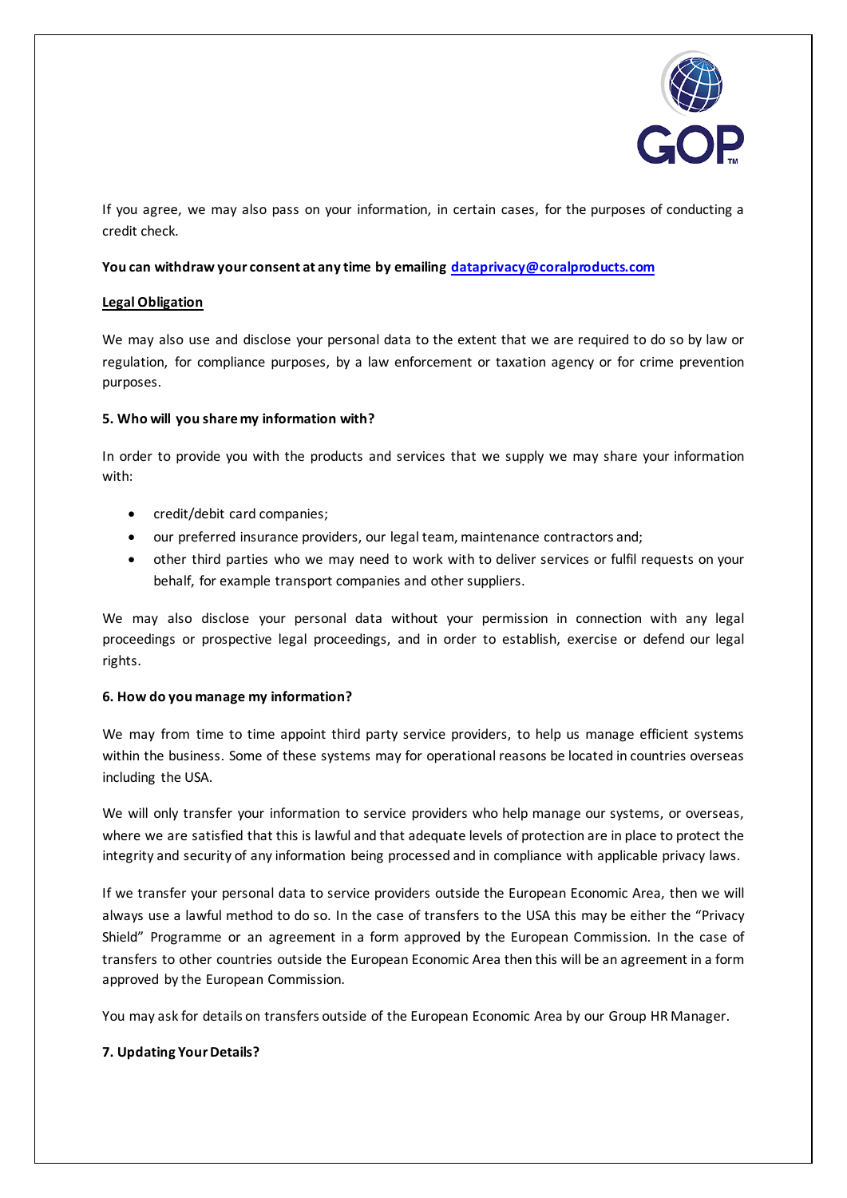If you agree, we may also pass on your information, in certain cases, for the purposes of conducting a credit check.

**You can withdraw your consent at any time by emailing [dataprivacy@coralproducts.com](mailto:dataprivacy@coralproducts.com)**

**Legal Obligation**

We may also use and disclose your personal data to the extent that we are required to do so by law or regulation, for compliance purposes, by a law enforcement or taxation agency or for crime prevention purposes.

**5. Who will you share my information with?**

In order to provide you with the products and services that we supply we may share your information with:

- credit/debit card companies;
- our preferred insurance providers, our legal team, maintenance contractors and;
- other third parties who we may need to work with to deliver services or fulfil requests on your behalf, for example transport companies and other suppliers.

We may also disclose your personal data without your permission in connection with any legal proceedings or prospective legal proceedings, and in order to establish, exercise or defend our legal rights.

**6. How do you manage my information?**

We may from time to time appoint third party service providers, to help us manage efficient systems within the business. Some of these systems may for operational reasons be located in countries overseas including the USA.

We will only transfer your information to service providers who help manage our systems, or overseas, where we are satisfied that this is lawful and that adequate levels of protection are in place to protect the integrity and security of any information being processed and in compliance with applicable privacy laws.

If we transfer your personal data to service providers outside the European Economic Area, then we will always use a lawful method to do so. In the case of transfers to the USA this may be either the "Privacy Shield" Programme or an agreement in a form approved by the European Commission. In the case of transfers to other countries outside the European Economic Area then this will be an agreement in a form approved by the European Commission.

You may ask for details on transfers outside of the European Economic Area by our Group HR Manager.

**7. Updating Your Details?**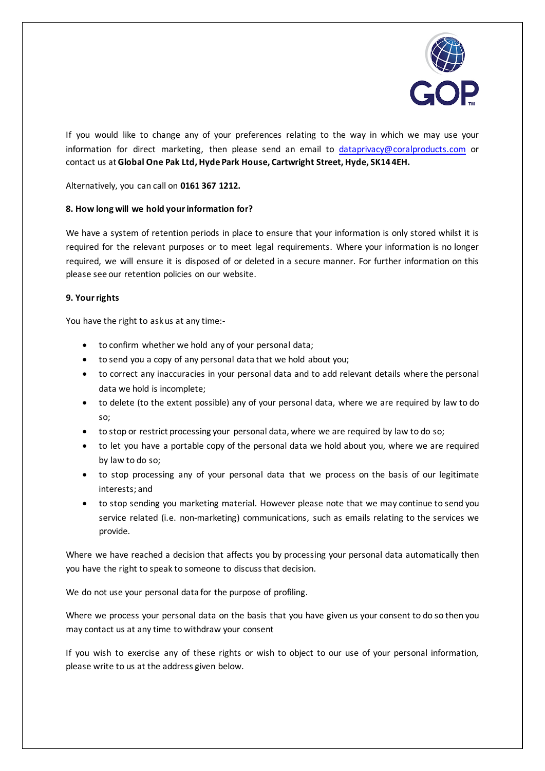If you would like to change any of your preferences relating to the way in which we may use your information for direct marketing, then please send an email to dataprivacy@coralproducts.com or contact us at **Global One Pak Ltd, Hyde Park House, Cartwright Street, Hyde, SK14 4EH.**

Alternatively, you can call on **0161 367 1212.**

**8. How long will we hold your information for?**

We have a system of retention periods in place to ensure that your information is only stored whilst it is required for the relevant purposes or to meet legal requirements. Where your information is no longer required, we will ensure it is disposed of or deleted in a secure manner. For further information on this please see our retention policies on our website.

**9. Your rights**

You have the right to ask us at any time:-

- to confirm whether we hold any of your personal data;
- to send you a copy of any personal data that we hold about you;
- to correct any inaccuracies in your personal data and to add relevant details where the personal data we hold is incomplete;
- to delete (to the extent possible) any of your personal data, where we are required by law to do so;
- to stop or restrict processing your personal data, where we are required by law to do so;
- to let you have a portable copy of the personal data we hold about you, where we are required by law to do so;
- to stop processing any of your personal data that we process on the basis of our legitimate interests; and
- to stop sending you marketing material. However please note that we may continue to send you service related (i.e. non-marketing) communications, such as emails relating to the services we provide.

Where we have reached a decision that affects you by processing your personal data automatically then you have the right to speak to someone to discuss that decision.

We do not use your personal data for the purpose of profiling.

Where we process your personal data on the basis that you have given us your consent to do so then you may contact us at any time to withdraw your consent

If you wish to exercise any of these rights or wish to object to our use of your personal information, please write to us at the address given below.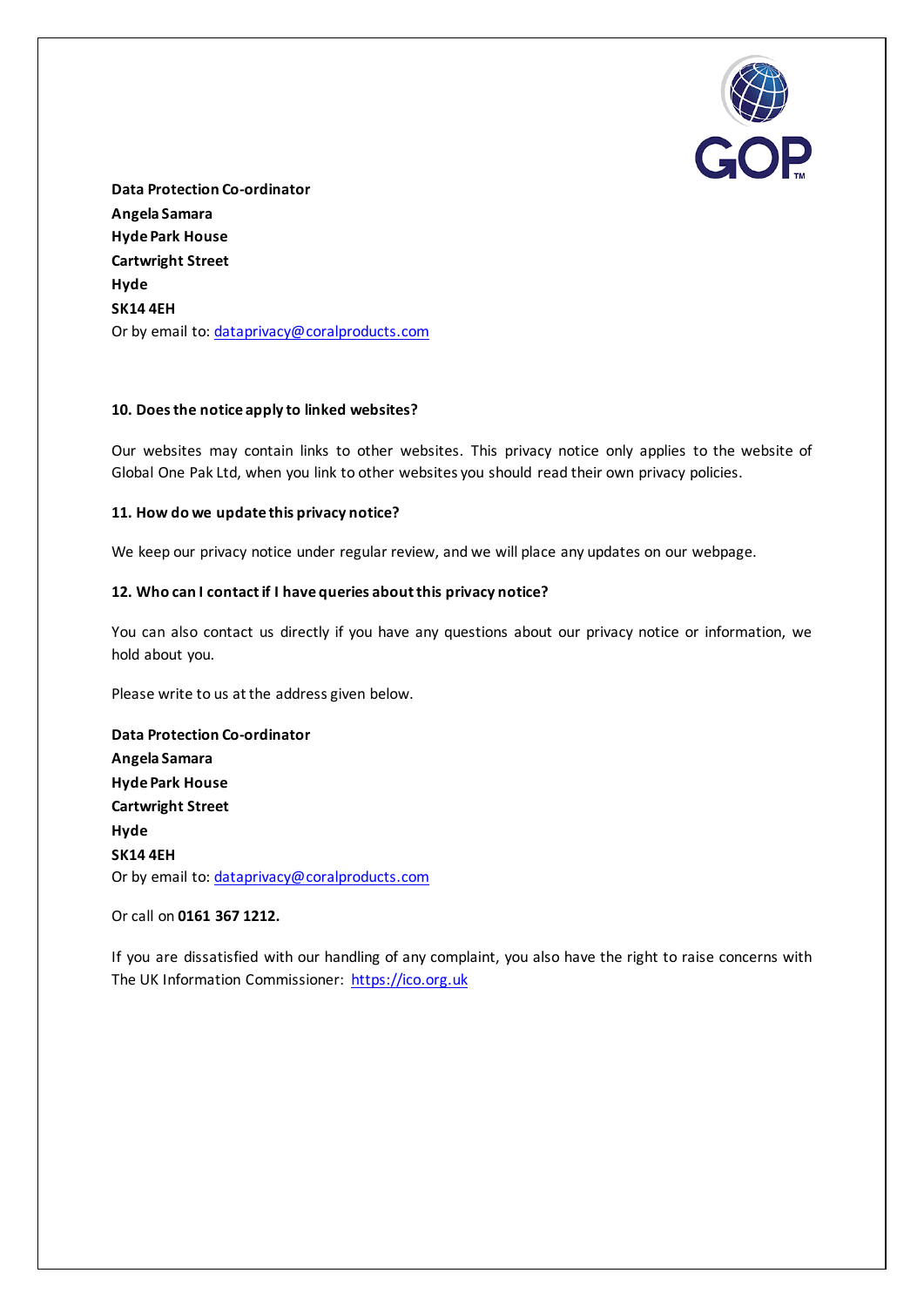**Data Protection Co-ordinator**
**Angela Samara**
**Hyde Park House**
**Cartwright Street**
**Hyde**
**SK14 4EH**
Or by email to: dataprivacy@coralproducts.com

**10. Does the notice apply to linked websites?**

Our websites may contain links to other websites. This privacy notice only applies to the website of Global One Pak Ltd, when you link to other websites you should read their own privacy policies.

**11. How do we update this privacy notice?**

We keep our privacy notice under regular review, and we will place any updates on our webpage.

**12. Who can I contact if I have queries about this privacy notice?**

You can also contact us directly if you have any questions about our privacy notice or information, we hold about you.

Please write to us at the address given below.

**Data Protection Co-ordinator**
**Angela Samara**
**Hyde Park House**
**Cartwright Street**
**Hyde**
**SK14 4EH**
Or by email to: dataprivacy@coralproducts.com

Or call on **0161 367 1212.**

If you are dissatisfied with our handling of any complaint, you also have the right to raise concerns with The UK Information Commissioner: https://ico.org.uk